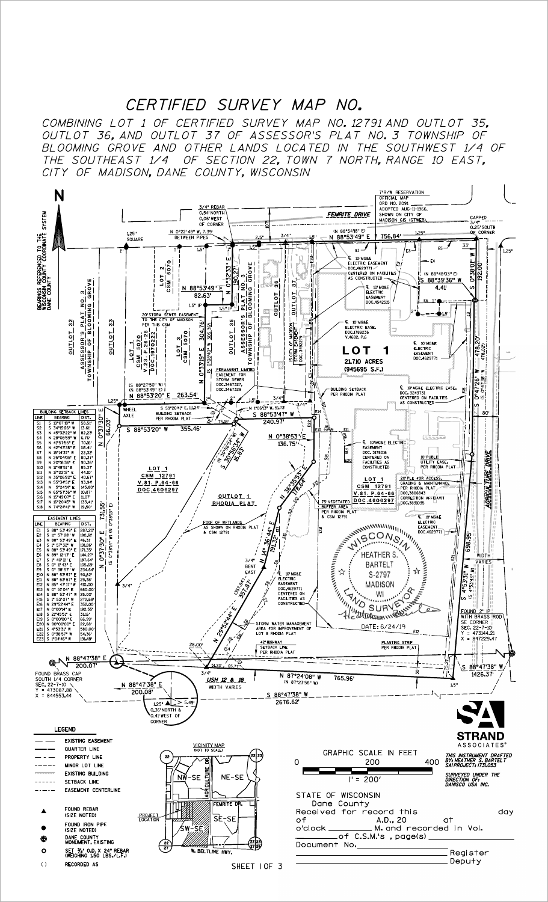# CERTIFIED SURVEY MAP NO.

*COMBINING LOT 1 OF CERTIFIED SURVEY MAP NO. 12791 AND OUTLOT 35, OUTLOT 36, AND OUTLOT 37 OF ASSESSOR'S PLAT NO. 3 TOWNSHIP OF BLOOMING GROVE AND OTHER LANDS LOCATED IN THE SOUTHWEST 1/4 OF THE SOUTHEAST 1/4 OF SECTION 22, TOWN 7 NORTH, RANGE 10 EAST, CITY OF MADISON, DANE COUNTY, WISCONSIN*

BEARINGS REFERENCED TO THE WISCONSIN COUNTY COORDINATE SYSTEM (DANE COUNTY)

| BUILDING SETBACK LINES | | |
|---|---|---|
| LINE | BEARING | DIST. |
| S1 | S 19°07'19" W | 58.51' |
| S2 | S 34°15'26" W | 13.61' |
| S3 | N 45°32'22" W | 82.23' |
| S4 | N 28°08'39" W | 6.76' |
| S5 | N 42°57'55" E | 70.26' |
| S6 | N 42°43'38" E | 116.41' |
| S7 | N 15°14'37" W | 22.32' |
| S8 | N 25°04'05" E | 80.37' |
| S9 | N 20°16'36" E | 90.36' |
| S10 | N 11°48'52" E | 85.37' |
| S11 | N 17°22'17" E | 44.10' |
| S12 | N 35°06'22" E | 40.67' |
| S13 | N 55°34'51" E | 93.94' |
| S14 | N 5°24'54" E | 145.80' |
| S15 | N 65°57'36" W | 10.87' |
| S16 | N 15°49'07" E | 11.07' |
| S17 | N 16°20'45" W | 133.41' |
| S18 | N 74°24'41" W | 19.50' |

| EASEMENT LINES | | |
|---|---|---|
| LINE | BEARING | DIST. |
| E1 | S 88° 53' 49" E | 287.20' |
| E2 | S 1° 57' 28" W | 190.67' |
| E3 | N 88° 53' 49" E | 46.32' |
| E4 | S 1° 57' 32" W | 191.86' |
| E5 | N 88° 53' 49" E | 171.35' |
| E6 | N 89° 12' 17" E | 144.27' |
| E7 | S 1° 40' 12" E | 187.64' |
| E8 | S 0° 17' 43" E | 105.69' |
| E9 | S 0° 38' 53" W | 234.64' |
| E10 | N 88° 53' 57" E | 90.62' |
| E11 | N 88° 53' 57" E | 29.38' |
| E12 | N 85° 47' 17" W | 410.00' |
| E13 | N 0° 52' 04" E | 660.00' |
| E14 | S 88° 53' 47" E | 25.00' |
| E15 | S 1° 53' 07" W | 272.68' |
| E16 | N 29°52'44" E | 352.00' |
| E17 | N 0°00'54" E | 192.55' |
| E18 | S 21°45'53" E | 31.16' |
| E19 | S 0°00'00" E | 66.99' |
| E20 | N 90°00'00" E | 22.68' |
| E21 | S 4°53'31" W | 580.00' |
| E22 | S 0°38'57" W | 54.36' |
| E23 | S 1°04'46" W | 191.49' |

FEMRITE DRIVE

7' R/W RESERVATION OFFICIAL MAP ORD NO. 2091 ADOPTED AUG-11-1966. SHOWN ON CITY OF MADISON GIS (GTWEB).

3/4" REBAR 0.54' NORTH & 0.06' WEST OF CORNER

CAPPED 3/4" 0.25' SOUTH OF CORNER

N 0°22'48" W, 7.39' BETWEEN PIPES

(N 88°54'18" E) N 88°53'49" E 756.84'

(N 88°48'03" E) S 88°39'36" W 4.41'

S 0°38'01" W 192.00'

N 88°53'49" E 82.63'

N 0°32'33" E 190.27'

N 0°33'19" E 304.76'

20' STORM SEWER EASEMENT TO THE CITY OF MADISON PER THIS CSM

PERMANENT LIMITED EASEMENT FOR STORM SEWER DOC.3467327, DOC.3467329

(S 88°27'50" W) (N 88°53'49" E) N 88°53'20" E 263.54'

S 59°26'42" E, 111.24'

N 1°06'13" W, 51.73'

BUILDING SETBACK PER RHODIA PLAT

S 88°53'47" W 240.97'

N 0°37'30" E 66.03'

S 88°53'20" W 355.46'

S 30°56'34" W 16.83'

N 0°38'53" E 136.75'

N 36°35'53" E 178.64'

N 14°36'44" E 191.32'

N 29°52'44" E 351.87'

N 0°37'30" E 731.55' (S 0°38'14" W) (N 0°38'13" E)

WHEEL AXLE

LOT 1 CSM 12791 V.81, P.64-66 DOC.4606297

OUTLOT 1 RHODIA PLAT

EDGE OF WETLANDS AS SHOWN ON RHODIA PLAT & CSM 12791

3/4" BENT EAST

10' MG&E ELECTRIC EASEMENT DOC.4629771 CENTERED ON FACILITIES AS CONSTRUCTED

STORM WATER MANAGEMENT AREA FOR IMPROVEMENT OF LOT 8 RHODIA PLAT

42' HIGHWAY SETBACK LINE PER RHODIA PLAT

PLANTING STRIP PER RHODIA PLAT

75' VEGETATED BUFFER AREA PER RHODIA PLAT & CSM 12791

OUTLOT 32, ASSESSOR'S PLAT NO. 3 TOWNSHIP OF BLOOMING GROVE

OUTLOT 33

LOT 2 CSM 5070

LOT 1 CSM 5070 V.23, P.26-28 DOC.1970222

LOT 3 CSM 5070

OUTLOT 35, OUTLOT 36, OUTLOT 37, ASSESSOR'S PLAT NO. 3 TOWNSHIP OF BLOOMING GROVE

15' CITY OF MADISON STORM EASEMENT DOC. 3467327

**LOT 1**
21.710 ACRES
(945695 S.F.)

℄ 10' MG&E ELECTRIC EASEMENT DOC.4629771 CENTERED ON FACILITIES AS CONSTRUCTED

℄ 10' MG&E ELECTRIC EASEMENT DOC.4542515

℄ 10' MG&E ELECTRIC EASE. DOC.1789236 V.4682, P.6

℄ 10' MG&E ELECTRIC EASEMENT DOC.4629771

℄ 10' MG&E ELECTRIC EASE. DOC.3243731 CENTERED ON FACILTIES AS CONSTRUCTED

℄ 10' MG&E ELECTRIC EASEMENT DOC.3178016 CENTERED ON FACILITIES AS CONSTRUCTED

10' PUBLIC UTILITY EASE. PER RHODIA PLAT

20' PLE FOR ACCESS, GRADING & MAINTENANCE PER RHODIA PLAT DOC.3806843 CORRECTION AFFIDAVIT DOC.3830351

LOT 1 CSM 12791 V.81, P.64-66 DOC.4606297

℄ 10' MG&E ELECTRIC EASEMENT DOC.4629771

S 0°47'26" W 478.20' (S 0°47'26" W 478.02')

S 4°53'31" W 698.95' (S 4°53'42" W)

AGRICULTURE DRIVE

WIDTH VARIES

FOUND 2" IP WITH BRASS ROD SE CORNER SEC. 22-7-10 Y = 473144.21 X = 847229.47

S 88°47'38" W 1426.37'

N 88°47'38" E 200.07'

FOUND BRASS CAP SOUTH 1/4 CORNER SEC. 22-7-10 Y = 473087.88 X = 844553.44

N 88°47'38" E 200.08'

1.25" 5.49' 0.36' NORTH & 0.41' WEST OF CORNER

N 87°24'08" W 765.96' (N 87°23'56" W)

USH 12 & 18 WIDTH VARIES

S 88°47'38" W 2676.62'

WISCONSIN HEATHER S. BARTELT S-2797 MADISON WI LAND SURVEYOR

DATE: 6/24/19

## LEGEND

- EXISTING EASEMENT
- QUARTER LINE
- PROPERTY LINE
- MINOR LOT LINE
- EXISTING BUILDING
- SETBACK LINE
- EASEMENT CENTERLINE
- ▲ FOUND REBAR (SIZE NOTED)
- ● FOUND IRON PIPE (SIZE NOTED)
- ⊕ DANE COUNTY MONUMENT, EXISTING
- ○ SET 3/4" O.D. X 24" REBAR (WEIGHING 1.50 LBS./L.F.)
- ( ) RECORDED AS

VICINITY MAP (NOT TO SCALE): PROJECT LOCATION; NW-SE; NE-SE; SW-SE; SE-SE; AGRICULTURE DR.; FEMRITE DR.; W. BELTLINE HWY.

GRAPHIC SCALE IN FEET: 0, 200, 400; 1" = 200'

STRAND ASSOCIATES®

THIS INSTRUMENT DRAFTED BY: HEATHER S. BARTELT SAI PROJECT: 173.053

SURVEYED UNDER THE DIRECTION OF: DANISCO USA INC.

STATE OF WISCONSIN
Dane County
Received for record this ______ day of ______ A.D., 20 ____ at ______ o'clock ______ M. and recorded in Vol. ______ of C.S.M.'s, page(s) ______
Document No. ______
______ Register
______ Deputy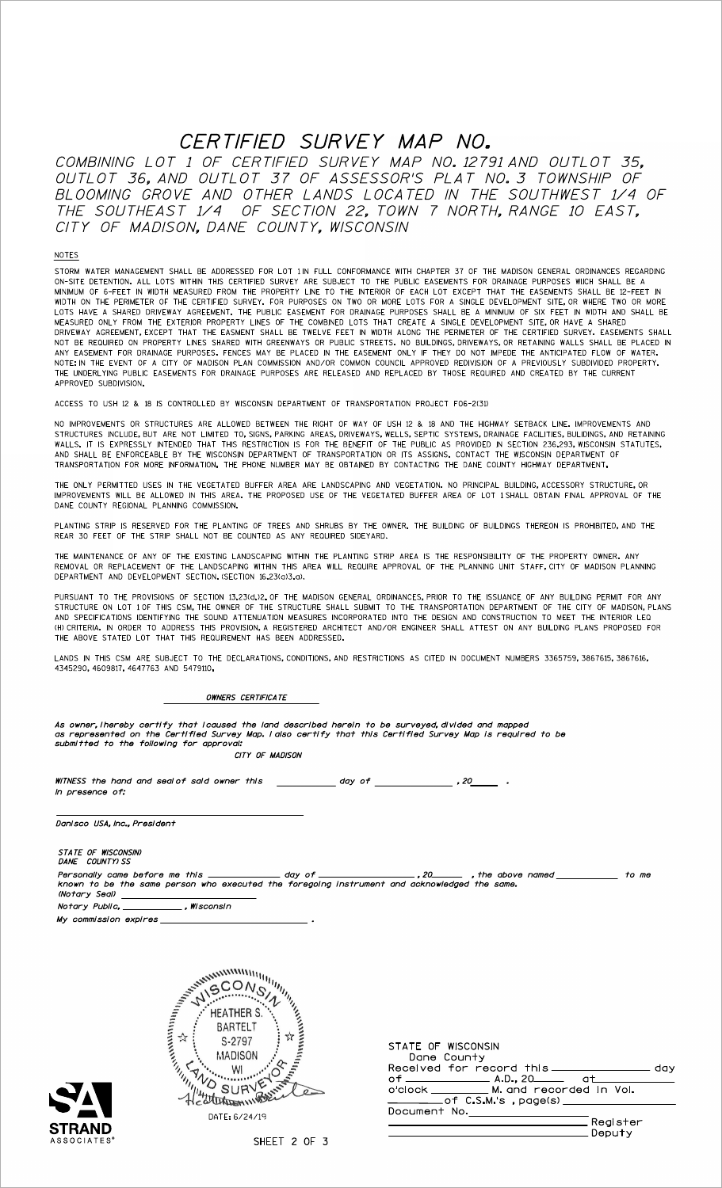# CERTIFIED SURVEY MAP NO.

*COMBINING LOT 1 OF CERTIFIED SURVEY MAP NO. 12791 AND OUTLOT 35, OUTLOT 36, AND OUTLOT 37 OF ASSESSOR'S PLAT NO. 3 TOWNSHIP OF BLOOMING GROVE AND OTHER LANDS LOCATED IN THE SOUTHWEST 1/4 OF THE SOUTHEAST 1/4 OF SECTION 22, TOWN 7 NORTH, RANGE 10 EAST, CITY OF MADISON, DANE COUNTY, WISCONSIN*

## NOTES

STORM WATER MANAGEMENT SHALL BE ADDRESSED FOR LOT 1 IN FULL CONFORMANCE WITH CHAPTER 37 OF THE MADISON GENERAL ORDINANCES REGARDING ON-SITE DETENTION. ALL LOTS WITHIN THIS CERTIFIED SURVEY ARE SUBJECT TO THE PUBLIC EASEMENTS FOR DRAINAGE PURPOSES WHICH SHALL BE A MINIMUM OF 6-FEET IN WIDTH MEASURED FROM THE PROPERTY LINE TO THE INTERIOR OF EACH LOT EXCEPT THAT THE EASEMENTS SHALL BE 12-FEET IN WIDTH ON THE PERIMETER OF THE CERTIFIED SURVEY. FOR PURPOSES ON TWO OR MORE LOTS FOR A SINGLE DEVELOPMENT SITE, OR WHERE TWO OR MORE LOTS HAVE A SHARED DRIVEWAY AGREEMENT, THE PUBLIC EASEMENT FOR DRAINAGE PURPOSES SHALL BE A MINIMUM OF SIX FEET IN WIDTH AND SHALL BE MEASURED ONLY FROM THE EXTERIOR PROPERTY LINES OF THE COMBINED LOTS THAT CREATE A SINGLE DEVELOPMENT SITE, OR HAVE A SHARED DRIVEWAY AGREEMENT, EXCEPT THAT THE EASMENT SHALL BE TWELVE FEET IN WIDTH ALONG THE PERIMETER OF THE CERTIFIED SURVEY. EASEMENTS SHALL NOT BE REQUIRED ON PROPERTY LINES SHARED WITH GREENWAYS OR PUBLIC STREETS. NO BUILDINGS, DRIVEWAYS, OR RETAINING WALLS SHALL BE PLACED IN ANY EASEMENT FOR DRAINAGE PURPOSES. FENCES MAY BE PLACED IN THE EASEMENT ONLY IF THEY DO NOT IMPEDE THE ANTICIPATED FLOW OF WATER. NOTE: IN THE EVENT OF A CITY OF MADISON PLAN COMMISSION AND/OR COMMON COUNCIL APPROVED REDIVISION OF A PREVIOUSLY SUBDIVIDED PROPERTY, THE UNDERLYING PUBLIC EASEMENTS FOR DRAINAGE PURPOSES ARE RELEASED AND REPLACED BY THOSE REQUIRED AND CREATED BY THE CURRENT APPROVED SUBDIVISION.

ACCESS TO USH 12 & 18 IS CONTROLLED BY WISCONSIN DEPARTMENT OF TRANSPORTATION PROJECT F06-2(31)

NO IMPROVEMENTS OR STRUCTURES ARE ALLOWED BETWEEN THE RIGHT OF WAY OF USH 12 & 18 AND THE HIGHWAY SETBACK LINE. IMPROVEMENTS AND STRUCTURES INCLUDE, BUT ARE NOT LIMITED TO, SIGNS, PARKING AREAS, DRIVEWAYS, WELLS, SEPTIC SYSTEMS, DRAINAGE FACILITIES, BUILDINGS, AND RETAINING WALLS. IT IS EXPRESSLY INTENDED THAT THIS RESTRICTION IS FOR THE BENEFIT OF THE PUBLIC AS PROVIDED IN SECTION 236.293, WISCONSIN STATUTES, AND SHALL BE ENFORCEABLE BY THE WISCONSIN DEPARTMENT OF TRANSPORTATION OR ITS ASSIGNS. CONTACT THE WISCONSIN DEPARTMENT OF TRANSPORTATION FOR MORE INFORMATION. THE PHONE NUMBER MAY BE OBTAINED BY CONTACTING THE DANE COUNTY HIGHWAY DEPARTMENT.

THE ONLY PERMITTED USES IN THE VEGETATED BUFFER AREA ARE LANDSCAPING AND VEGETATION. NO PRINCIPAL BUILDING, ACCESSORY STRUCTURE, OR IMPROVEMENTS WILL BE ALLOWED IN THIS AREA. THE PROPOSED USE OF THE VEGETATED BUFFER AREA OF LOT 1 SHALL OBTAIN FINAL APPROVAL OF THE DANE COUNTY REGIONAL PLANNING COMMISSION.

PLANTING STRIP IS RESERVED FOR THE PLANTING OF TREES AND SHRUBS BY THE OWNER. THE BUILDING OF BUILDINGS THEREON IS PROHIBITED, AND THE REAR 30 FEET OF THE STRIP SHALL NOT BE COUNTED AS ANY REQUIRED SIDEYARD.

THE MAINTENANCE OF ANY OF THE EXISTING LANDSCAPING WITHIN THE PLANTING STRIP AREA IS THE RESPONSIBILITY OF THE PROPERTY OWNER. ANY REMOVAL OR REPLACEMENT OF THE LANDSCAPING WITHIN THIS AREA WILL REQUIRE APPROVAL OF THE PLANNING UNIT STAFF, CITY OF MADISON PLANNING DEPARTMENT AND DEVELOPMENT SECTION. (SECTION 16.23(a)3.a).

PURSUANT TO THE PROVISIONS OF SECTION 13.23(d).12. OF THE MADISON GENERAL ORDINANCES, PRIOR TO THE ISSUANCE OF ANY BUILDING PERMIT FOR ANY STRUCTURE ON LOT 1 OF THIS CSM, THE OWNER OF THE STRUCTURE SHALL SUBMIT TO THE TRANSPORTATION DEPARTMENT OF THE CITY OF MADISON, PLANS AND SPECIFICATIONS IDENTIFYING THE SOUND ATTENUATION MEASURES INCORPORATED INTO THE DESIGN AND CONSTRUCTION TO MEET THE INTERIOR LEQ (H) CRITERIA. IN ORDER TO ADDRESS THIS PROVISION, A REGISTERED ARCHITECT AND/OR ENGINEER SHALL ATTEST ON ANY BUILDING PLANS PROPOSED FOR THE ABOVE STATED LOT THAT THIS REQUIREMENT HAS BEEN ADDRESSED.

LANDS IN THIS CSM ARE SUBJECT TO THE DECLARATIONS, CONDITIONS, AND RESTRICTIONS AS CITED IN DOCUMENT NUMBERS 3365759, 3867615, 3867616, 4345290, 4609817, 4647763 AND 5479110.

## *OWNERS CERTIFICATE*

*As owner, I hereby certify that I caused the land described herein to be surveyed, divided and mapped as represented on the Certified Survey Map. I also certify that this Certified Survey Map is required to be submitted to the following for approval:*

*CITY OF MADISON*

*WITNESS the hand and seal of said owner this ____________ day of ______________ , 20_____ .*
*In presence of:*

______________________________________

*Danisco USA, Inc., President*

*STATE OF WISCONSIN)*
*DANE COUNTY) SS*

*Personally came before me this ____________ day of ________________ , 20______ , the above named ____________ to me known to be the same person who executed the foregoing instrument and acknowledged the same.*
*(Notary Seal) ______________________*
*Notary Public, ____________ , Wisconsin*
*My commission expires ____________________________ .*

WISCONSIN
HEATHER S. BARTELT
S-2797
MADISON
WI
LAND SURVEYOR

DATE: 6/24/19

STRAND ASSOCIATES®

STATE OF WISCONSIN
Dane County
Received for record this ______________ day of ______________ A.D., 20______ at ____________ o'clock __________ M. and recorded in Vol. __________ of C.S.M.'s , page(s) ______________
Document No. ______________________
______________________ Register
______________________ Deputy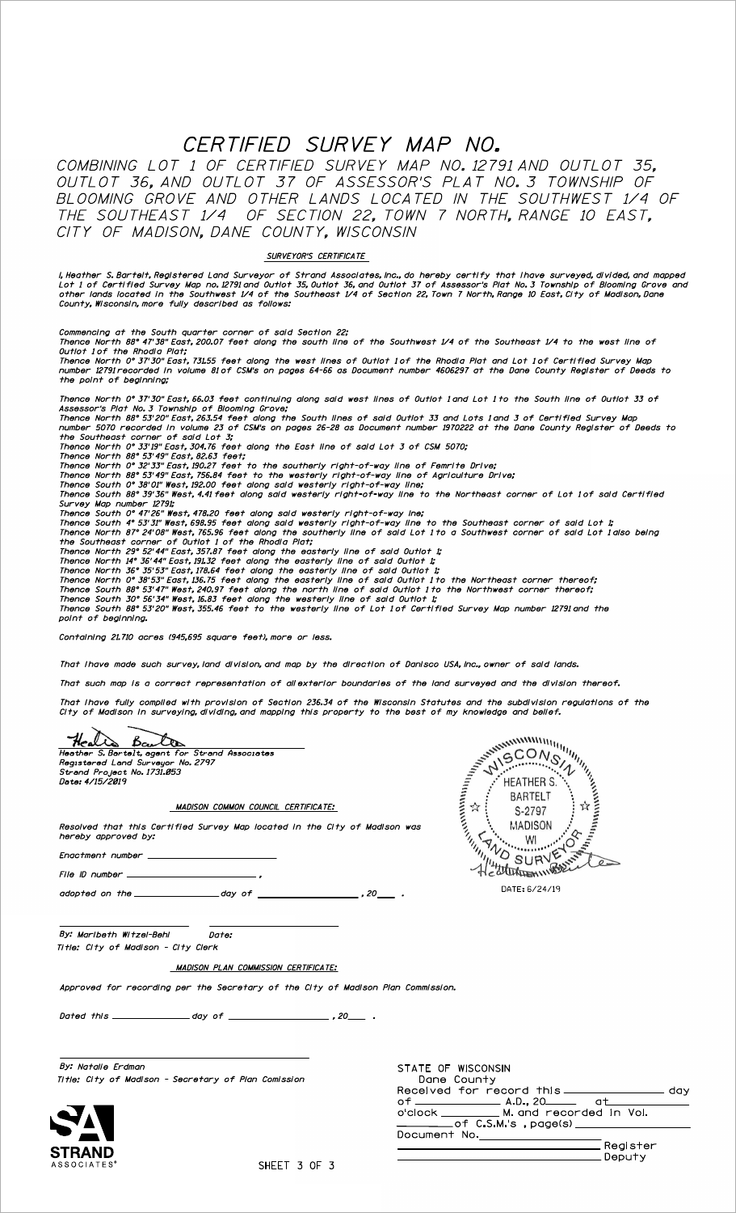# CERTIFIED SURVEY MAP NO.

COMBINING LOT 1 OF CERTIFIED SURVEY MAP NO. 12791 AND OUTLOT 35, OUTLOT 36, AND OUTLOT 37 OF ASSESSOR'S PLAT NO. 3 TOWNSHIP OF BLOOMING GROVE AND OTHER LANDS LOCATED IN THE SOUTHWEST 1/4 OF THE SOUTHEAST 1/4 OF SECTION 22, TOWN 7 NORTH, RANGE 10 EAST, CITY OF MADISON, DANE COUNTY, WISCONSIN

## SURVEYOR'S CERTIFICATE

I, Heather S. Bartelt, Registered Land Surveyor of Strand Associates, Inc., do hereby certify that I have surveyed, divided, and mapped Lot 1 of Certified Survey Map no. 12791 and Outlot 35, Outlot 36, and Outlot 37 of Assessor's Plat No. 3 Township of Blooming Grove and other lands located in the Southwest 1/4 of the Southeast 1/4 of Section 22, Town 7 North, Range 10 East, City of Madison, Dane County, Wisconsin, more fully described as follows:

Commencing at the South quarter corner of said Section 22;
Thence North 88° 47'38" East, 200.07 feet along the south line of the Southwest 1/4 of the Southeast 1/4 to the west line of Outlot 1 of the Rhodia Plat;
Thence North 0° 37'30" East, 731.55 feet along the west lines of Outlot 1 of the Rhodia Plat and Lot 1 of Certified Survey Map number 12791 recorded in volume 81 of CSM's on pages 64-66 as Document number 4606297 at the Dane County Register of Deeds to the point of beginning;

Thence North 0° 37'30" East, 66.03 feet continuing along said west lines of Outlot 1 and Lot 1 to the South line of Outlot 33 of Assessor's Plat No. 3 Township of Blooming Grove;
Thence North 88° 53'20" East, 263.54 feet along the South lines of said Outlot 33 and Lots 1 and 3 of Certified Survey Map number 5070 recorded in volume 23 of CSM's on pages 26-28 as Document number 1970222 at the Dane County Register of Deeds to the Southeast corner of said Lot 3;
Thence North 0° 33'19" East, 304.76 feet along the East line of said Lot 3 of CSM 5070;
Thence North 88° 53'49" East, 82.63 feet;
Thence North 0° 32'33" East, 190.27 feet to the southerly right-of-way line of Femrite Drive;
Thence North 88° 53'49" East, 756.84 feet to the westerly right-of-way line of Agriculture Drive;
Thence South 0° 38'01" West, 192.00 feet along said westerly right-of-way line;
Thence South 88° 39'36" West, 4.41 feet along said westerly right-of-way line to the Northeast corner of Lot 1 of said Certified Survey Map number 12791;
Thence South 0° 47'26" West, 478.20 feet along said westerly right-of-way line;
Thence South 4° 53'31" West, 698.95 feet along said westerly right-of-way line to the Southeast corner of said Lot 1;
Thence North 87° 24'08" West, 765.96 feet along the southerly line of said Lot 1 to a Southwest corner of said Lot 1 also being the Southeast corner of Outlot 1 of the Rhodia Plat;
Thence North 29° 52'44" East, 357.87 feet along the easterly line of said Outlot 1;
Thence North 14° 36'44" East, 191.32 feet along the easterly line of said Outlot 1;
Thence North 36° 35'53" East, 178.64 feet along the easterly line of said Outlot 1;
Thence North 0° 38'53" East, 136.75 feet along the easterly line of said Outlot 1 to the Northeast corner thereof;
Thence South 88° 53'47" West, 240.97 feet along the north line of said Outlot 1 to the Northwest corner thereof;
Thence South 30° 56'34" West, 16.83 feet along the westerly line of said Outlot 1;
Thence South 88° 53'20" West, 355.46 feet to the westerly line of Lot 1 of Certified Survey Map number 12791 and the point of beginning.

Containing 21.710 acres (945,695 square feet), more or less.

That I have made such survey, land division, and map by the direction of Danisco USA, Inc., owner of said lands.

That such map is a correct representation of all exterior boundaries of the land surveyed and the division thereof.

That I have fully complied with provision of Section 236.34 of the Wisconsin Statutes and the subdivision regulations of the City of Madison in surveying, dividing, and mapping this property to the best of my knowledge and belief.

Heather S. Bartelt, agent for Strand Associates
Registered Land Surveyor No. 2797
Strand Project No. 1731.053
Date: 4/15/2019

WISCONSIN HEATHER S. BARTELT S-2797 MADISON WI LAND SURVEYOR
DATE: 6/24/19

## MADISON COMMON COUNCIL CERTIFICATE:

Resolved that this Certified Survey Map located in the City of Madison was hereby approved by:

Enactment number ____________

File ID number ____________,

adopted on the ________ day of ____________, 20___ .

By: Maribeth Witzel-Behl &nbsp;&nbsp;&nbsp; Date:
Title: City of Madison - City Clerk

## MADISON PLAN COMMISSION CERTIFICATE:

Approved for recording per the Secretary of the City of Madison Plan Commission.

Dated this ________ day of ____________, 20___ .

By: Natalie Erdman
Title: City of Madison - Secretary of Plan Comission

STATE OF WISCONSIN
Dane County
Received for record this ________ day of ________ A.D., 20____ at________ o'clock ________ M. and recorded in Vol. ________ of C.S.M.'s , page(s) ________
Document No.________
________ Register
________ Deputy

STRAND ASSOCIATES®